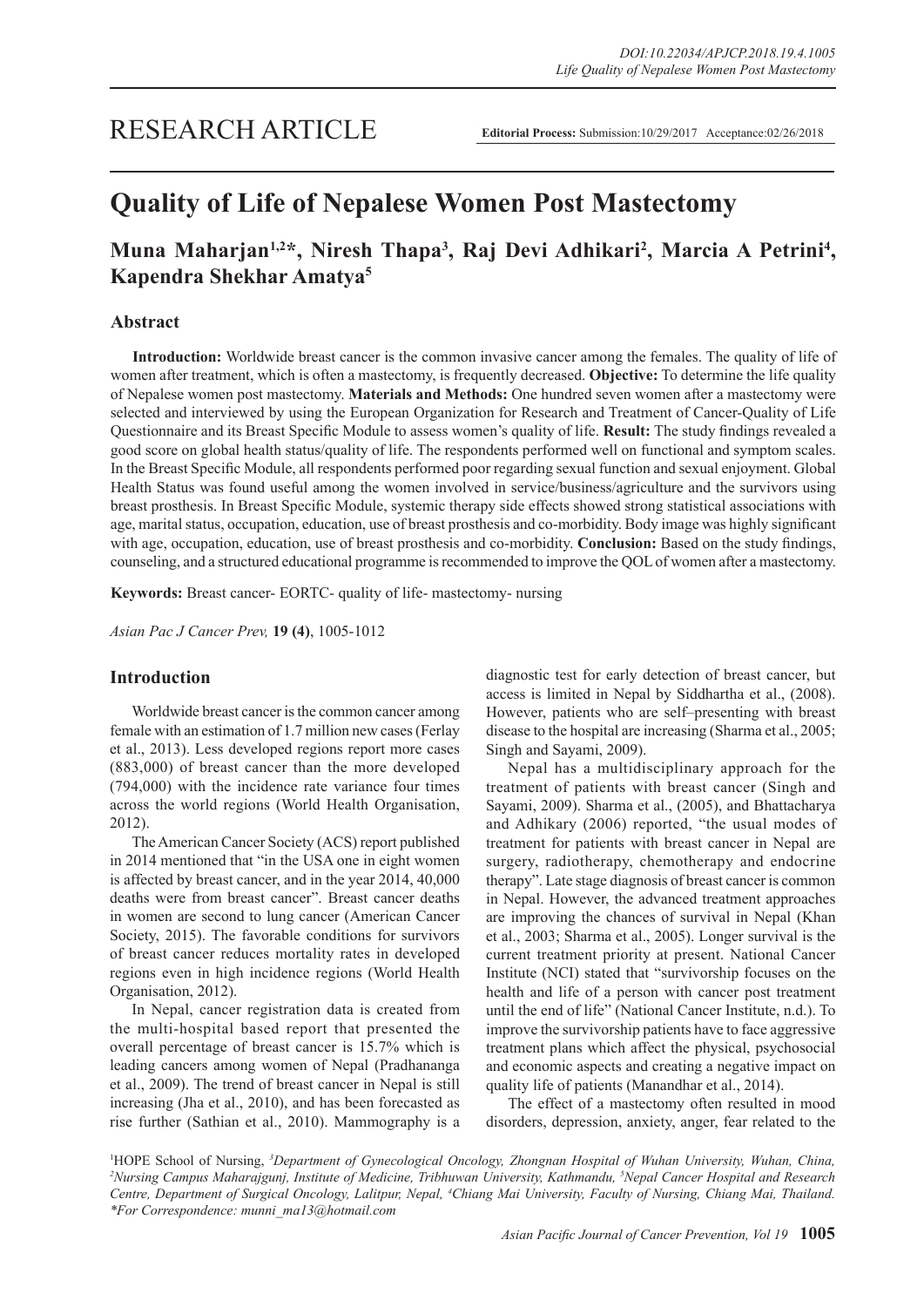RESEARCH ARTICLE

**Editorial Process:** Submission:10/29/2017 Acceptance:02/26/2018

# Quality of Life of Nepalese Women Post Mastectomy

**Muna Maharjan[1,2]*, Niresh Thapa[3], Raj Devi Adhikari[2], Marcia A Petrini[4], Kapendra Shekhar Amatya[5]**

## Abstract

**Introduction:** Worldwide breast cancer is the common invasive cancer among the females. The quality of life of women after treatment, which is often a mastectomy, is frequently decreased. **Objective:** To determine the life quality of Nepalese women post mastectomy. **Materials and Methods:** One hundred seven women after a mastectomy were selected and interviewed by using the European Organization for Research and Treatment of Cancer-Quality of Life Questionnaire and its Breast Specific Module to assess women's quality of life. **Result:** The study findings revealed a good score on global health status/quality of life. The respondents performed well on functional and symptom scales. In the Breast Specific Module, all respondents performed poor regarding sexual function and sexual enjoyment. Global Health Status was found useful among the women involved in service/business/agriculture and the survivors using breast prosthesis. In Breast Specific Module, systemic therapy side effects showed strong statistical associations with age, marital status, occupation, education, use of breast prosthesis and co-morbidity. Body image was highly significant with age, occupation, education, use of breast prosthesis and co-morbidity. **Conclusion:** Based on the study findings, counseling, and a structured educational programme is recommended to improve the QOL of women after a mastectomy.

**Keywords:** Breast cancer- EORTC- quality of life- mastectomy- nursing

*Asian Pac J Cancer Prev,* **19 (4)**, 1005-1012

## Introduction

Worldwide breast cancer is the common cancer among female with an estimation of 1.7 million new cases (Ferlay et al., 2013). Less developed regions report more cases (883,000) of breast cancer than the more developed (794,000) with the incidence rate variance four times across the world regions (World Health Organisation, 2012).

The American Cancer Society (ACS) report published in 2014 mentioned that "in the USA one in eight women is affected by breast cancer, and in the year 2014, 40,000 deaths were from breast cancer". Breast cancer deaths in women are second to lung cancer (American Cancer Society, 2015). The favorable conditions for survivors of breast cancer reduces mortality rates in developed regions even in high incidence regions (World Health Organisation, 2012).

In Nepal, cancer registration data is created from the multi-hospital based report that presented the overall percentage of breast cancer is 15.7% which is leading cancers among women of Nepal (Pradhananga et al., 2009). The trend of breast cancer in Nepal is still increasing (Jha et al., 2010), and has been forecasted as rise further (Sathian et al., 2010). Mammography is a diagnostic test for early detection of breast cancer, but access is limited in Nepal by Siddhartha et al., (2008). However, patients who are self–presenting with breast disease to the hospital are increasing (Sharma et al., 2005; Singh and Sayami, 2009).

Nepal has a multidisciplinary approach for the treatment of patients with breast cancer (Singh and Sayami, 2009). Sharma et al., (2005), and Bhattacharya and Adhikary (2006) reported, "the usual modes of treatment for patients with breast cancer in Nepal are surgery, radiotherapy, chemotherapy and endocrine therapy". Late stage diagnosis of breast cancer is common in Nepal. However, the advanced treatment approaches are improving the chances of survival in Nepal (Khan et al., 2003; Sharma et al., 2005). Longer survival is the current treatment priority at present. National Cancer Institute (NCI) stated that "survivorship focuses on the health and life of a person with cancer post treatment until the end of life" (National Cancer Institute, n.d.). To improve the survivorship patients have to face aggressive treatment plans which affect the physical, psychosocial and economic aspects and creating a negative impact on quality life of patients (Manandhar et al., 2014).

The effect of a mastectomy often resulted in mood disorders, depression, anxiety, anger, fear related to the

[1]HOPE School of Nursing, [3]*Department of Gynecological Oncology, Zhongnan Hospital of Wuhan University, Wuhan, China,* [2]*Nursing Campus Maharajgunj, Institute of Medicine, Tribhuwan University, Kathmandu,* [5]*Nepal Cancer Hospital and Research Centre, Department of Surgical Oncology, Lalitpur, Nepal,* [4]*Chiang Mai University, Faculty of Nursing, Chiang Mai, Thailand. *For Correspondence: munni_ma13@hotmail.com*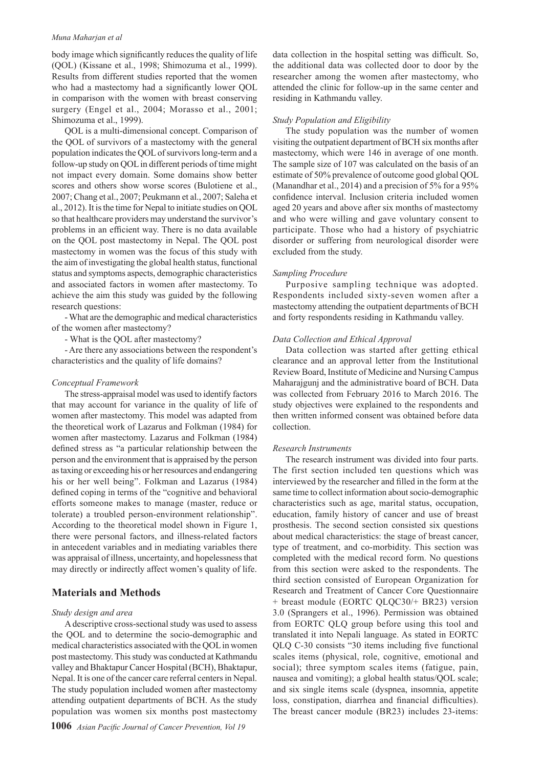body image which significantly reduces the quality of life (QOL) (Kissane et al., 1998; Shimozuma et al., 1999). Results from different studies reported that the women who had a mastectomy had a significantly lower QOL in comparison with the women with breast conserving surgery (Engel et al., 2004; Morasso et al., 2001; Shimozuma et al., 1999).

QOL is a multi-dimensional concept. Comparison of the QOL of survivors of a mastectomy with the general population indicates the QOL of survivors long-term and a follow-up study on QOL in different periods of time might not impact every domain. Some domains show better scores and others show worse scores (Bulotiene et al., 2007; Chang et al., 2007; Peukmann et al., 2007; Saleha et al., 2012). It is the time for Nepal to initiate studies on QOL so that healthcare providers may understand the survivor's problems in an efficient way. There is no data available on the QOL post mastectomy in Nepal. The QOL post mastectomy in women was the focus of this study with the aim of investigating the global health status, functional status and symptoms aspects, demographic characteristics and associated factors in women after mastectomy. To achieve the aim this study was guided by the following research questions:

- What are the demographic and medical characteristics of the women after mastectomy?
- What is the QOL after mastectomy?
- Are there any associations between the respondent's characteristics and the quality of life domains?

*Conceptual Framework*

The stress-appraisal model was used to identify factors that may account for variance in the quality of life of women after mastectomy. This model was adapted from the theoretical work of Lazarus and Folkman (1984) for women after mastectomy. Lazarus and Folkman (1984) defined stress as "a particular relationship between the person and the environment that is appraised by the person as taxing or exceeding his or her resources and endangering his or her well being". Folkman and Lazarus (1984) defined coping in terms of the "cognitive and behavioral efforts someone makes to manage (master, reduce or tolerate) a troubled person-environment relationship". According to the theoretical model shown in Figure 1, there were personal factors, and illness-related factors in antecedent variables and in mediating variables there was appraisal of illness, uncertainty, and hopelessness that may directly or indirectly affect women's quality of life.

## Materials and Methods

*Study design and area*

A descriptive cross-sectional study was used to assess the QOL and to determine the socio-demographic and medical characteristics associated with the QOL in women post mastectomy. This study was conducted at Kathmandu valley and Bhaktapur Cancer Hospital (BCH), Bhaktapur, Nepal. It is one of the cancer care referral centers in Nepal. The study population included women after mastectomy attending outpatient departments of BCH. As the study population was women six months post mastectomy data collection in the hospital setting was difficult. So, the additional data was collected door to door by the researcher among the women after mastectomy, who attended the clinic for follow-up in the same center and residing in Kathmandu valley.

*Study Population and Eligibility*

The study population was the number of women visiting the outpatient department of BCH six months after mastectomy, which were 146 in average of one month. The sample size of 107 was calculated on the basis of an estimate of 50% prevalence of outcome good global QOL (Manandhar et al., 2014) and a precision of 5% for a 95% confidence interval. Inclusion criteria included women aged 20 years and above after six months of mastectomy and who were willing and gave voluntary consent to participate. Those who had a history of psychiatric disorder or suffering from neurological disorder were excluded from the study.

*Sampling Procedure*

Purposive sampling technique was adopted. Respondents included sixty-seven women after a mastectomy attending the outpatient departments of BCH and forty respondents residing in Kathmandu valley.

*Data Collection and Ethical Approval*

Data collection was started after getting ethical clearance and an approval letter from the Institutional Review Board, Institute of Medicine and Nursing Campus Maharajgunj and the administrative board of BCH. Data was collected from February 2016 to March 2016. The study objectives were explained to the respondents and then written informed consent was obtained before data collection.

*Research Instruments*

The research instrument was divided into four parts. The first section included ten questions which was interviewed by the researcher and filled in the form at the same time to collect information about socio-demographic characteristics such as age, marital status, occupation, education, family history of cancer and use of breast prosthesis. The second section consisted six questions about medical characteristics: the stage of breast cancer, type of treatment, and co-morbidity. This section was completed with the medical record form. No questions from this section were asked to the respondents. The third section consisted of European Organization for Research and Treatment of Cancer Core Questionnaire + breast module (EORTC QLQC30/+ BR23) version 3.0 (Sprangers et al., 1996). Permission was obtained from EORTC QLQ group before using this tool and translated it into Nepali language. As stated in EORTC QLQ C-30 consists "30 items including five functional scales items (physical, role, cognitive, emotional and social); three symptom scales items (fatigue, pain, nausea and vomiting); a global health status/QOL scale; and six single items scale (dyspnea, insomnia, appetite loss, constipation, diarrhea and financial difficulties). The breast cancer module (BR23) includes 23-items: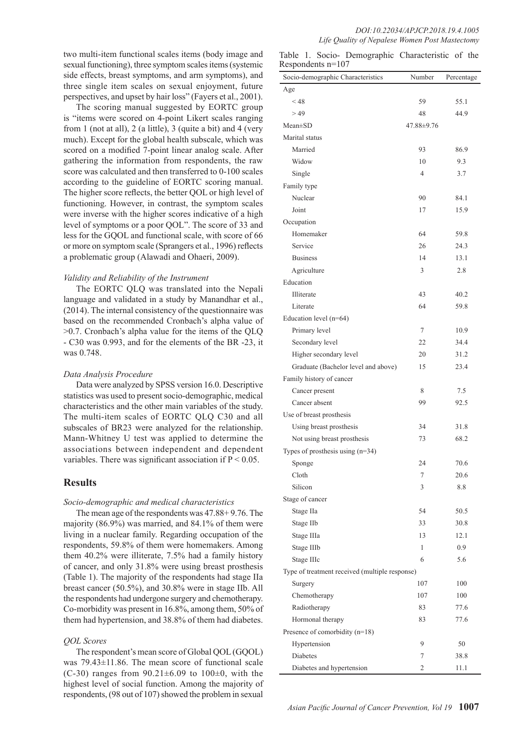two multi-item functional scales items (body image and sexual functioning), three symptom scales items (systemic side effects, breast symptoms, and arm symptoms), and three single item scales on sexual enjoyment, future perspectives, and upset by hair loss" (Fayers et al., 2001).

The scoring manual suggested by EORTC group is "items were scored on 4-point Likert scales ranging from 1 (not at all), 2 (a little), 3 (quite a bit) and 4 (very much). Except for the global health subscale, which was scored on a modified 7-point linear analog scale. After gathering the information from respondents, the raw score was calculated and then transferred to 0-100 scales according to the guideline of EORTC scoring manual. The higher score reflects, the better QOL or high level of functioning. However, in contrast, the symptom scales were inverse with the higher scores indicative of a high level of symptoms or a poor QOL". The score of 33 and less for the GQOL and functional scale, with score of 66 or more on symptom scale (Sprangers et al., 1996) reflects a problematic group (Alawadi and Ohaeri, 2009).

*Validity and Reliability of the Instrument*

The EORTC QLQ was translated into the Nepali language and validated in a study by Manandhar et al., (2014). The internal consistency of the questionnaire was based on the recommended Cronbach's alpha value of >0.7. Cronbach's alpha value for the items of the QLQ - C30 was 0.993, and for the elements of the BR -23, it was 0.748.

*Data Analysis Procedure*

Data were analyzed by SPSS version 16.0. Descriptive statistics was used to present socio-demographic, medical characteristics and the other main variables of the study. The multi-item scales of EORTC QLQ C30 and all subscales of BR23 were analyzed for the relationship. Mann-Whitney U test was applied to determine the associations between independent and dependent variables. There was significant association if $P < 0.05$.

## Results

*Socio-demographic and medical characteristics*

The mean age of the respondents was 47.88+ 9.76. The majority (86.9%) was married, and 84.1% of them were living in a nuclear family. Regarding occupation of the respondents, 59.8% of them were homemakers. Among them 40.2% were illiterate, 7.5% had a family history of cancer, and only 31.8% were using breast prosthesis (Table 1). The majority of the respondents had stage IIa breast cancer (50.5%), and 30.8% were in stage IIb. All the respondents had undergone surgery and chemotherapy. Co-morbidity was present in 16.8%, among them, 50% of them had hypertension, and 38.8% of them had diabetes.

*QOL Scores*

The respondent's mean score of Global QOL (GQOL) was 79.43±11.86. The mean score of functional scale (C-30) ranges from 90.21±6.09 to 100±0, with the highest level of social function. Among the majority of respondents, (98 out of 107) showed the problem in sexual

Table 1. Socio- Demographic Characteristic of the Respondents n=107

| Socio-demographic Characteristics | Number | Percentage |
|---|---|---|
| Age | | |
| < 48 | 59 | 55.1 |
| > 49 | 48 | 44.9 |
| Mean±SD | 47.88±9.76 | |
| Marital status | | |
| Married | 93 | 86.9 |
| Widow | 10 | 9.3 |
| Single | 4 | 3.7 |
| Family type | | |
| Nuclear | 90 | 84.1 |
| Joint | 17 | 15.9 |
| Occupation | | |
| Homemaker | 64 | 59.8 |
| Service | 26 | 24.3 |
| Business | 14 | 13.1 |
| Agriculture | 3 | 2.8 |
| Education | | |
| Illiterate | 43 | 40.2 |
| Literate | 64 | 59.8 |
| Education level (n=64) | | |
| Primary level | 7 | 10.9 |
| Secondary level | 22 | 34.4 |
| Higher secondary level | 20 | 31.2 |
| Graduate (Bachelor level and above) | 15 | 23.4 |
| Family history of cancer | | |
| Cancer present | 8 | 7.5 |
| Cancer absent | 99 | 92.5 |
| Use of breast prosthesis | | |
| Using breast prosthesis | 34 | 31.8 |
| Not using breast prosthesis | 73 | 68.2 |
| Types of prosthesis using (n=34) | | |
| Sponge | 24 | 70.6 |
| Cloth | 7 | 20.6 |
| Silicon | 3 | 8.8 |
| Stage of cancer | | |
| Stage IIa | 54 | 50.5 |
| Stage IIb | 33 | 30.8 |
| Stage IIIa | 13 | 12.1 |
| Stage IIIb | 1 | 0.9 |
| Stage IIIc | 6 | 5.6 |
| Type of treatment received (multiple response) | | |
| Surgery | 107 | 100 |
| Chemotherapy | 107 | 100 |
| Radiotherapy | 83 | 77.6 |
| Hormonal therapy | 83 | 77.6 |
| Presence of comorbidity (n=18) | | |
| Hypertension | 9 | 50 |
| Diabetes | 7 | 38.8 |
| Diabetes and hypertension | 2 | 11.1 |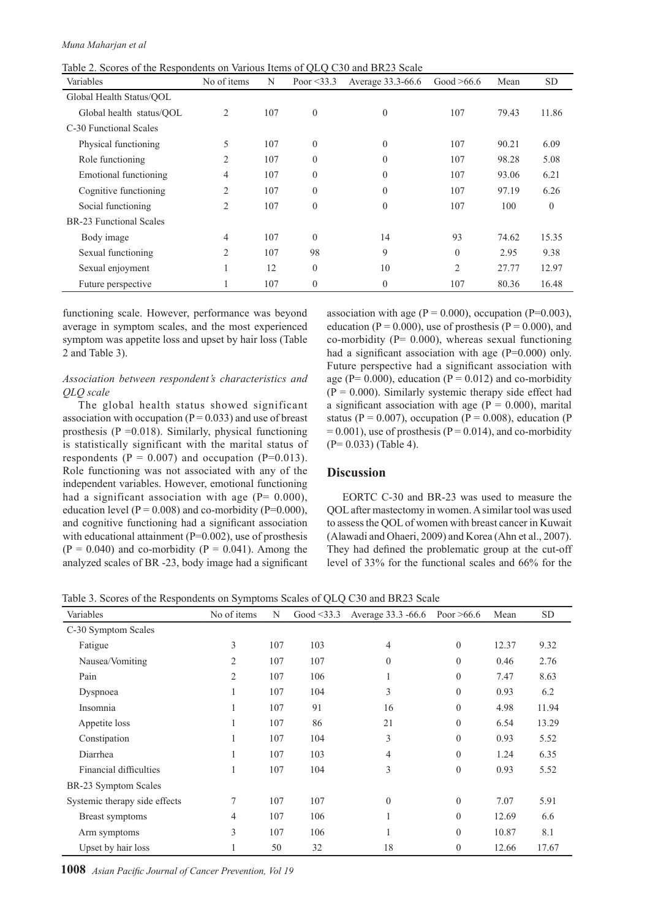Table 2. Scores of the Respondents on Various Items of QLQ C30 and BR23 Scale

| Variables | No of items | N | Poor <33.3 | Average 33.3-66.6 | Good >66.6 | Mean | SD |
|---|---|---|---|---|---|---|---|
| Global Health Status/QOL | | | | | | | |
| Global health status/QOL | 2 | 107 | 0 | 0 | 107 | 79.43 | 11.86 |
| C-30 Functional Scales | | | | | | | |
| Physical functioning | 5 | 107 | 0 | 0 | 107 | 90.21 | 6.09 |
| Role functioning | 2 | 107 | 0 | 0 | 107 | 98.28 | 5.08 |
| Emotional functioning | 4 | 107 | 0 | 0 | 107 | 93.06 | 6.21 |
| Cognitive functioning | 2 | 107 | 0 | 0 | 107 | 97.19 | 6.26 |
| Social functioning | 2 | 107 | 0 | 0 | 107 | 100 | 0 |
| BR-23 Functional Scales | | | | | | | |
| Body image | 4 | 107 | 0 | 14 | 93 | 74.62 | 15.35 |
| Sexual functioning | 2 | 107 | 98 | 9 | 0 | 2.95 | 9.38 |
| Sexual enjoyment | 1 | 12 | 0 | 10 | 2 | 27.77 | 12.97 |
| Future perspective | 1 | 107 | 0 | 0 | 107 | 80.36 | 16.48 |

functioning scale. However, performance was beyond average in symptom scales, and the most experienced symptom was appetite loss and upset by hair loss (Table 2 and Table 3).

*Association between respondent's characteristics and QLQ scale*

The global health status showed significant association with occupation ($P = 0.033$) and use of breast prosthesis ($P = 0.018$). Similarly, physical functioning is statistically significant with the marital status of respondents ($P = 0.007$) and occupation ($P = 0.013$). Role functioning was not associated with any of the independent variables. However, emotional functioning had a significant association with age ($P = 0.000$), education level ($P = 0.008$) and co-morbidity ($P = 0.000$), and cognitive functioning had a significant association with educational attainment ($P = 0.002$), use of prosthesis ($P = 0.040$) and co-morbidity ($P = 0.041$). Among the analyzed scales of BR -23, body image had a significant association with age ($P = 0.000$), occupation ($P = 0.003$), education ($P = 0.000$), use of prosthesis ($P = 0.000$), and co-morbidity ($P = 0.000$), whereas sexual functioning had a significant association with age ($P = 0.000$) only. Future perspective had a significant association with age ($P = 0.000$), education ($P = 0.012$) and co-morbidity ($P = 0.000$). Similarly systemic therapy side effect had a significant association with age ($P = 0.000$), marital status ($P = 0.007$), occupation ($P = 0.008$), education ($P = 0.001$), use of prosthesis ($P = 0.014$), and co-morbidity ($P = 0.033$) (Table 4).

## Discussion

EORTC C-30 and BR-23 was used to measure the QOL after mastectomy in women. A similar tool was used to assess the QOL of women with breast cancer in Kuwait (Alawadi and Ohaeri, 2009) and Korea (Ahn et al., 2007). They had defined the problematic group at the cut-off level of 33% for the functional scales and 66% for the

Table 3. Scores of the Respondents on Symptoms Scales of QLQ C30 and BR23 Scale

| Variables | No of items | N | Good <33.3 | Average 33.3 -66.6 | Poor >66.6 | Mean | SD |
|---|---|---|---|---|---|---|---|
| C-30 Symptom Scales | | | | | | | |
| Fatigue | 3 | 107 | 103 | 4 | 0 | 12.37 | 9.32 |
| Nausea/Vomiting | 2 | 107 | 107 | 0 | 0 | 0.46 | 2.76 |
| Pain | 2 | 107 | 106 | 1 | 0 | 7.47 | 8.63 |
| Dyspnoea | 1 | 107 | 104 | 3 | 0 | 0.93 | 6.2 |
| Insomnia | 1 | 107 | 91 | 16 | 0 | 4.98 | 11.94 |
| Appetite loss | 1 | 107 | 86 | 21 | 0 | 6.54 | 13.29 |
| Constipation | 1 | 107 | 104 | 3 | 0 | 0.93 | 5.52 |
| Diarrhea | 1 | 107 | 103 | 4 | 0 | 1.24 | 6.35 |
| Financial difficulties | 1 | 107 | 104 | 3 | 0 | 0.93 | 5.52 |
| BR-23 Symptom Scales | | | | | | | |
| Systemic therapy side effects | 7 | 107 | 107 | 0 | 0 | 7.07 | 5.91 |
| Breast symptoms | 4 | 107 | 106 | 1 | 0 | 12.69 | 6.6 |
| Arm symptoms | 3 | 107 | 106 | 1 | 0 | 10.87 | 8.1 |
| Upset by hair loss | 1 | 50 | 32 | 18 | 0 | 12.66 | 17.67 |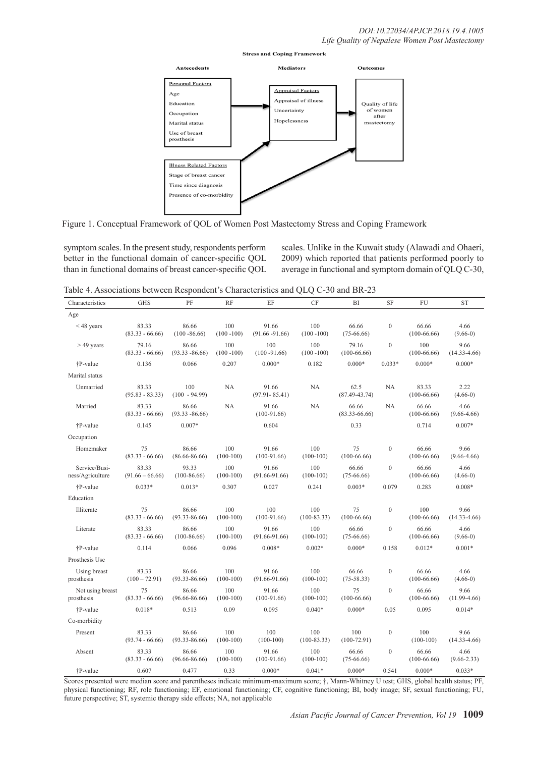**Stress and Coping Framework**

| Antecedents | Mediators | Outcomes |
|---|---|---|
| Personal Factors: Age, Education, Occupation, Marital status, Use of breast prosthesis | Appraisal Factors: Appraisal of illness, Uncertainty, Hopelessness | Quality of life of women after mastectomy |
| Illness Related Factors: Stage of breast cancer, Time since diagnosis, Presence of co-morbidity | | |

Figure 1. Conceptual Framework of QOL of Women Post Mastectomy Stress and Coping Framework

symptom scales. In the present study, respondents perform better in the functional domain of cancer-specific QOL than in functional domains of breast cancer-specific QOL scales. Unlike in the Kuwait study (Alawadi and Ohaeri, 2009) which reported that patients performed poorly to average in functional and symptom domain of QLQ C-30,

Table 4. Associations between Respondent's Characteristics and QLQ C-30 and BR-23

| Characteristics | GHS | PF | RF | EF | CF | BI | SF | FU | ST |
|---|---|---|---|---|---|---|---|---|---|
| Age | | | | | | | | | |
| < 48 years | 83.33 (83.33 - 66.66) | 86.66 (100 -86.66) | 100 (100 -100) | 91.66 (91.66 -91.66) | 100 (100 -100) | 66.66 (75-66.66) | 0 | 66.66 (100-66.66) | 4.66 (9.66-0) |
| > 49 years | 79.16 (83.33 - 66.66) | 86.66 (93.33 -86.66) | 100 (100 -100) | 100 (100 -91.66) | 100 (100 -100) | 79.16 (100-66.66) | 0 | 100 (100-66.66) | 9.66 (14.33-4.66) |
| †P-value | 0.136 | 0.066 | 0.207 | 0.000* | 0.182 | 0.000* | 0.033* | 0.000* | 0.000* |
| Marital status | | | | | | | | | |
| Unmarried | 83.33 (95.83 - 83.33) | 100 (100 - 94.99) | NA | 91.66 (97.91- 85.41) | NA | 62.5 (87.49-43.74) | NA | 83.33 (100-66.66) | 2.22 (4.66-0) |
| Married | 83.33 (83.33 - 66.66) | 86.66 (93.33 -86.66) | NA | 91.66 (100-91.66) | NA | 66.66 (83.33-66.66) | NA | 66.66 (100-66.66) | 4.66 (9.66-4.66) |
| †P-value | 0.145 | 0.007* | | 0.604 | | 0.33 | | 0.714 | 0.007* |
| Occupation | | | | | | | | | |
| Homemaker | 75 (83.33 - 66.66) | 86.66 (86.66-86.66) | 100 (100-100) | 91.66 (100-91.66) | 100 (100-100) | 75 (100-66.66) | 0 | 66.66 (100-66.66) | 9.66 (9.66-4.66) |
| Service/Business/Agriculture | 83.33 (91.66 – 66.66) | 93.33 (100-86.66) | 100 (100-100) | 91.66 (91.66-91.66) | 100 (100-100) | 66.66 (75-66.66) | 0 | 66.66 (100-66.66) | 4.66 (4.66-0) |
| †P-value | 0.033* | 0.013* | 0.307 | 0.027 | 0.241 | 0.003* | 0.079 | 0.283 | 0.008* |
| Education | | | | | | | | | |
| Illiterate | 75 (83.33 - 66.66) | 86.66 (93.33-86.66) | 100 (100-100) | 100 (100-91.66) | 100 (100-83.33) | 75 (100-66.66) | 0 | 100 (100-66.66) | 9.66 (14.33-4.66) |
| Literate | 83.33 (83.33 - 66.66) | 86.66 (100-86.66) | 100 (100-100) | 91.66 (91.66-91.66) | 100 (100-100) | 66.66 (75-66.66) | 0 | 66.66 (100-66.66) | 4.66 (9.66-0) |
| †P-value | 0.114 | 0.066 | 0.096 | 0.008* | 0.002* | 0.000* | 0.158 | 0.012* | 0.001* |
| Prosthesis Use | | | | | | | | | |
| Using breast prosthesis | 83.33 (100 – 72.91) | 86.66 (93.33-86.66) | 100 (100-100) | 91.66 (91.66-91.66) | 100 (100-100) | 66.66 (75-58.33) | 0 | 66.66 (100-66.66) | 4.66 (4.66-0) |
| Not using breast prosthesis | 75 (83.33 - 66.66) | 86.66 (96.66-86.66) | 100 (100-100) | 91.66 (100-91.66) | 100 (100-100) | 75 (100-66.66) | 0 | 66.66 (100-66.66) | 9.66 (11.99-4.66) |
| †P-value | 0.018* | 0.513 | 0.09 | 0.095 | 0.040* | 0.000* | 0.05 | 0.095 | 0.014* |
| Co-morbidity | | | | | | | | | |
| Present | 83.33 (93.74 - 66.66) | 86.66 (93.33-86.66) | 100 (100-100) | 100 (100-100) | 100 (100-83.33) | 100 (100-72.91) | 0 | 100 (100-100) | 9.66 (14.33-4.66) |
| Absent | 83.33 (83.33 - 66.66) | 86.66 (96.66-86.66) | 100 (100-100) | 91.66 (100-91.66) | 100 (100-100) | 66.66 (75-66.66) | 0 | 66.66 (100-66.66) | 4.66 (9.66-2.33) |
| †P-value | 0.607 | 0.477 | 0.33 | 0.000* | 0.041* | 0.000* | 0.541 | 0.000* | 0.033* |

Scores presented were median score and parentheses indicate minimum-maximum score; †, Mann-Whitney U test; GHS, global health status; PF, physical functioning; RF, role functioning; EF, emotional functioning; CF, cognitive functioning; BI, body image; SF, sexual functioning; FU, future perspective; ST, systemic therapy side effects; NA, not applicable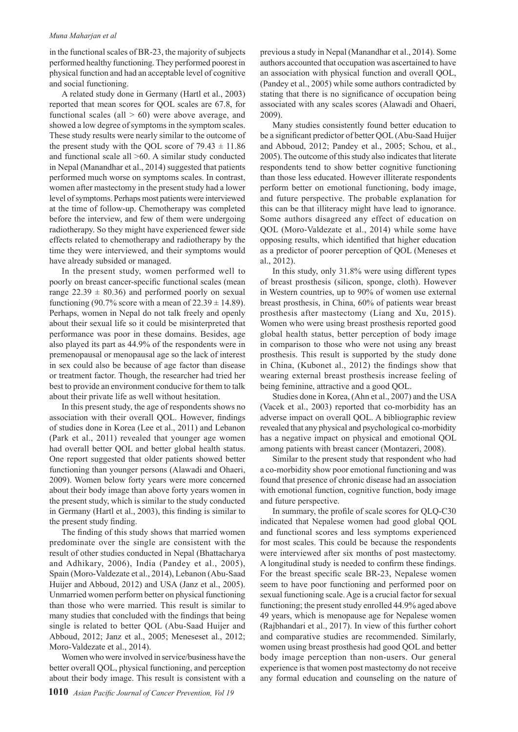in the functional scales of BR-23, the majority of subjects performed healthy functioning. They performed poorest in physical function and had an acceptable level of cognitive and social functioning.

A related study done in Germany (Hartl et al., 2003) reported that mean scores for QOL scales are 67.8, for functional scales (all > 60) were above average, and showed a low degree of symptoms in the symptom scales. These study results were nearly similar to the outcome of the present study with the QOL score of 79.43 ± 11.86 and functional scale all >60. A similar study conducted in Nepal (Manandhar et al., 2014) suggested that patients performed much worse on symptoms scales. In contrast, women after mastectomy in the present study had a lower level of symptoms. Perhaps most patients were interviewed at the time of follow-up. Chemotherapy was completed before the interview, and few of them were undergoing radiotherapy. So they might have experienced fewer side effects related to chemotherapy and radiotherapy by the time they were interviewed, and their symptoms would have already subsided or managed.

In the present study, women performed well to poorly on breast cancer-specific functional scales (mean range 22.39 ± 80.36) and performed poorly on sexual functioning (90.7% score with a mean of 22.39 ± 14.89). Perhaps, women in Nepal do not talk freely and openly about their sexual life so it could be misinterpreted that performance was poor in these domains. Besides, age also played its part as 44.9% of the respondents were in premenopausal or menopausal age so the lack of interest in sex could also be because of age factor than disease or treatment factor. Though, the researcher had tried her best to provide an environment conducive for them to talk about their private life as well without hesitation.

In this present study, the age of respondents shows no association with their overall QOL. However, findings of studies done in Korea (Lee et al., 2011) and Lebanon (Park et al., 2011) revealed that younger age women had overall better QOL and better global health status. One report suggested that older patients showed better functioning than younger persons (Alawadi and Ohaeri, 2009). Women below forty years were more concerned about their body image than above forty years women in the present study, which is similar to the study conducted in Germany (Hartl et al., 2003), this finding is similar to the present study finding.

The finding of this study shows that married women predominate over the single are consistent with the result of other studies conducted in Nepal (Bhattacharya and Adhikary, 2006), India (Pandey et al., 2005), Spain (Moro-Valdezate et al., 2014), Lebanon (Abu-Saad Huijer and Abboud, 2012) and USA (Janz et al., 2005). Unmarried women perform better on physical functioning than those who were married. This result is similar to many studies that concluded with the findings that being single is related to better QOL (Abu-Saad Huijer and Abboud, 2012; Janz et al., 2005; Meneseset al., 2012; Moro-Valdezate et al., 2014).

Women who were involved in service/business have the better overall QOL, physical functioning, and perception about their body image. This result is consistent with a previous a study in Nepal (Manandhar et al., 2014). Some authors accounted that occupation was ascertained to have an association with physical function and overall QOL, (Pandey et al., 2005) while some authors contradicted by stating that there is no significance of occupation being associated with any scales scores (Alawadi and Ohaeri, 2009).

Many studies consistently found better education to be a significant predictor of better QOL (Abu-Saad Huijer and Abboud, 2012; Pandey et al., 2005; Schou, et al., 2005). The outcome of this study also indicates that literate respondents tend to show better cognitive functioning than those less educated. However illiterate respondents perform better on emotional functioning, body image, and future perspective. The probable explanation for this can be that illiteracy might have lead to ignorance. Some authors disagreed any effect of education on QOL (Moro-Valdezate et al., 2014) while some have opposing results, which identified that higher education as a predictor of poorer perception of QOL (Meneses et al., 2012).

In this study, only 31.8% were using different types of breast prosthesis (silicon, sponge, cloth). However in Western countries, up to 90% of women use external breast prosthesis, in China, 60% of patients wear breast prosthesis after mastectomy (Liang and Xu, 2015). Women who were using breast prosthesis reported good global health status, better perception of body image in comparison to those who were not using any breast prosthesis. This result is supported by the study done in China, (Kubonet al., 2012) the findings show that wearing external breast prosthesis increase feeling of being feminine, attractive and a good QOL.

Studies done in Korea, (Ahn et al., 2007) and the USA (Vacek et al., 2003) reported that co-morbidity has an adverse impact on overall QOL. A bibliographic review revealed that any physical and psychological co-morbidity has a negative impact on physical and emotional QOL among patients with breast cancer (Montazeri, 2008).

Similar to the present study that respondent who had a co-morbidity show poor emotional functioning and was found that presence of chronic disease had an association with emotional function, cognitive function, body image and future perspective.

In summary, the profile of scale scores for QLQ-C30 indicated that Nepalese women had good global QOL and functional scores and less symptoms experienced for most scales. This could be because the respondents were interviewed after six months of post mastectomy. A longitudinal study is needed to confirm these findings. For the breast specific scale BR-23, Nepalese women seem to have poor functioning and performed poor on sexual functioning scale. Age is a crucial factor for sexual functioning; the present study enrolled 44.9% aged above 49 years, which is menopause age for Nepalese women (Rajbhandari et al., 2017). In view of this further cohort and comparative studies are recommended. Similarly, women using breast prosthesis had good QOL and better body image perception than non-users. Our general experience is that women post mastectomy do not receive any formal education and counseling on the nature of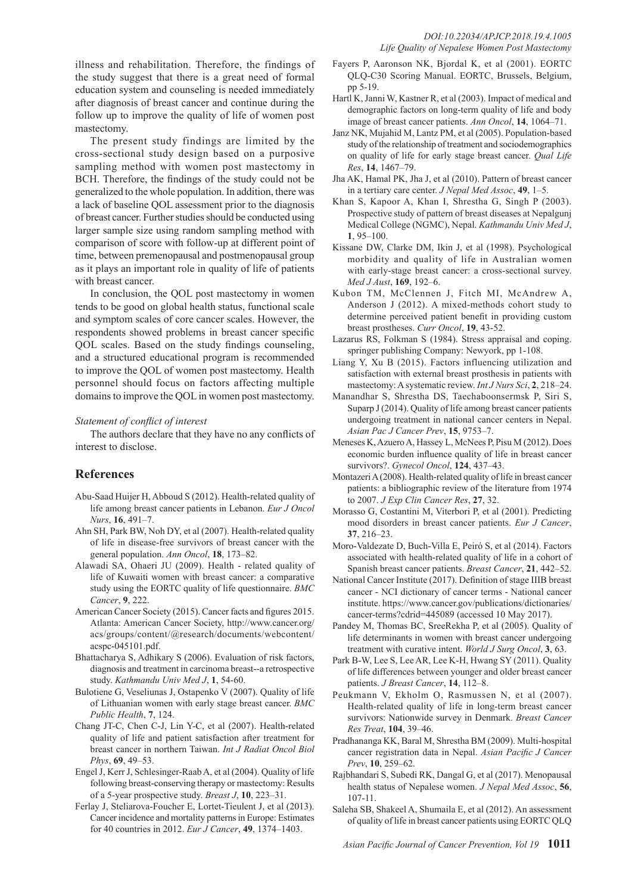illness and rehabilitation. Therefore, the findings of the study suggest that there is a great need of formal education system and counseling is needed immediately after diagnosis of breast cancer and continue during the follow up to improve the quality of life of women post mastectomy.

The present study findings are limited by the cross-sectional study design based on a purposive sampling method with women post mastectomy in BCH. Therefore, the findings of the study could not be generalized to the whole population. In addition, there was a lack of baseline QOL assessment prior to the diagnosis of breast cancer. Further studies should be conducted using larger sample size using random sampling method with comparison of score with follow-up at different point of time, between premenopausal and postmenopausal group as it plays an important role in quality of life of patients with breast cancer.

In conclusion, the QOL post mastectomy in women tends to be good on global health status, functional scale and symptom scales of core cancer scales. However, the respondents showed problems in breast cancer specific QOL scales. Based on the study findings counseling, and a structured educational program is recommended to improve the QOL of women post mastectomy. Health personnel should focus on factors affecting multiple domains to improve the QOL in women post mastectomy.

*Statement of conflict of interest*

The authors declare that they have no any conflicts of interest to disclose.

## References

Abu-Saad Huijer H, Abboud S (2012). Health-related quality of life among breast cancer patients in Lebanon. *Eur J Oncol Nurs*, **16**, 491–7.

Ahn SH, Park BW, Noh DY, et al (2007). Health-related quality of life in disease-free survivors of breast cancer with the general population. *Ann Oncol*, **18**, 173–82.

Alawadi SA, Ohaeri JU (2009). Health - related quality of life of Kuwaiti women with breast cancer: a comparative study using the EORTC quality of life questionnaire. *BMC Cancer*, **9**, 222.

American Cancer Society (2015). Cancer facts and figures 2015. Atlanta: American Cancer Society, http://www.cancer.org/acs/groups/content/@research/documents/webcontent/acspc-045101.pdf.

Bhattacharya S, Adhikary S (2006). Evaluation of risk factors, diagnosis and treatment in carcinoma breast--a retrospective study. *Kathmandu Univ Med J*, **1**, 54-60.

Bulotiene G, Veseliunas J, Ostapenko V (2007). Quality of life of Lithuanian women with early stage breast cancer. *BMC Public Health*, **7**, 124.

Chang JT-C, Chen C-J, Lin Y-C, et al (2007). Health-related quality of life and patient satisfaction after treatment for breast cancer in northern Taiwan. *Int J Radiat Oncol Biol Phys*, **69**, 49–53.

Engel J, Kerr J, Schlesinger-Raab A, et al (2004). Quality of life following breast-conserving therapy or mastectomy: Results of a 5-year prospective study. *Breast J*, **10**, 223–31.

Ferlay J, Steliarova-Foucher E, Lortet-Tieulent J, et al (2013). Cancer incidence and mortality patterns in Europe: Estimates for 40 countries in 2012. *Eur J Cancer*, **49**, 1374–1403.

Fayers P, Aaronson NK, Bjordal K, et al (2001). EORTC QLQ-C30 Scoring Manual. EORTC, Brussels, Belgium, pp 5-19.

Hartl K, Janni W, Kastner R, et al (2003). Impact of medical and demographic factors on long-term quality of life and body image of breast cancer patients. *Ann Oncol*, **14**, 1064–71.

Janz NK, Mujahid M, Lantz PM, et al (2005). Population-based study of the relationship of treatment and sociodemographics on quality of life for early stage breast cancer. *Qual Life Res*, **14**, 1467–79.

Jha AK, Hamal PK, Jha J, et al (2010). Pattern of breast cancer in a tertiary care center. *J Nepal Med Assoc*, **49**, 1–5.

Khan S, Kapoor A, Khan I, Shrestha G, Singh P (2003). Prospective study of pattern of breast diseases at Nepalgunj Medical College (NGMC), Nepal. *Kathmandu Univ Med J*, **1**, 95–100.

Kissane DW, Clarke DM, Ikin J, et al (1998). Psychological morbidity and quality of life in Australian women with early-stage breast cancer: a cross-sectional survey. *Med J Aust*, **169**, 192–6.

Kubon TM, McClennen J, Fitch MI, McAndrew A, Anderson J (2012). A mixed-methods cohort study to determine perceived patient benefit in providing custom breast prostheses. *Curr Oncol*, **19**, 43-52.

Lazarus RS, Folkman S (1984). Stress appraisal and coping. springer publishing Company: Newyork, pp 1-108.

Liang Y, Xu B (2015). Factors influencing utilization and satisfaction with external breast prosthesis in patients with mastectomy: A systematic review. *Int J Nurs Sci*, **2**, 218–24.

Manandhar S, Shrestha DS, Taechaboonsermsk P, Siri S, Suparp J (2014). Quality of life among breast cancer patients undergoing treatment in national cancer centers in Nepal. *Asian Pac J Cancer Prev*, **15**, 9753–7.

Meneses K, Azuero A, Hassey L, McNees P, Pisu M (2012). Does economic burden influence quality of life in breast cancer survivors?. *Gynecol Oncol*, **124**, 437–43.

Montazeri A (2008). Health-related quality of life in breast cancer patients: a bibliographic review of the literature from 1974 to 2007. *J Exp Clin Cancer Res*, **27**, 32.

Morasso G, Costantini M, Viterbori P, et al (2001). Predicting mood disorders in breast cancer patients. *Eur J Cancer*, **37**, 216–23.

Moro-Valdezate D, Buch-Villa E, Peiró S, et al (2014). Factors associated with health-related quality of life in a cohort of Spanish breast cancer patients. *Breast Cancer*, **21**, 442–52.

National Cancer Institute (2017). Definition of stage IIIB breast cancer - NCI dictionary of cancer terms - National cancer institute. https://www.cancer.gov/publications/dictionaries/cancer-terms?cdrid=445089 (accessed 10 May 2017).

Pandey M, Thomas BC, SreeRekha P, et al (2005). Quality of life determinants in women with breast cancer undergoing treatment with curative intent. *World J Surg Oncol*, **3**, 63.

Park B-W, Lee S, Lee AR, Lee K-H, Hwang SY (2011). Quality of life differences between younger and older breast cancer patients. *J Breast Cancer*, **14**, 112–8.

Peukmann V, Ekholm O, Rasmussen N, et al (2007). Health-related quality of life in long-term breast cancer survivors: Nationwide survey in Denmark. *Breast Cancer Res Treat*, **104**, 39–46.

Pradhananga KK, Baral M, Shrestha BM (2009). Multi-hospital cancer registration data in Nepal. *Asian Pacific J Cancer Prev*, **10**, 259–62.

Rajbhandari S, Subedi RK, Dangal G, et al (2017). Menopausal health status of Nepalese women. *J Nepal Med Assoc*, **56**, 107-11.

Saleha SB, Shakeel A, Shumaila E, et al (2012). An assessment of quality of life in breast cancer patients using EORTC QLQ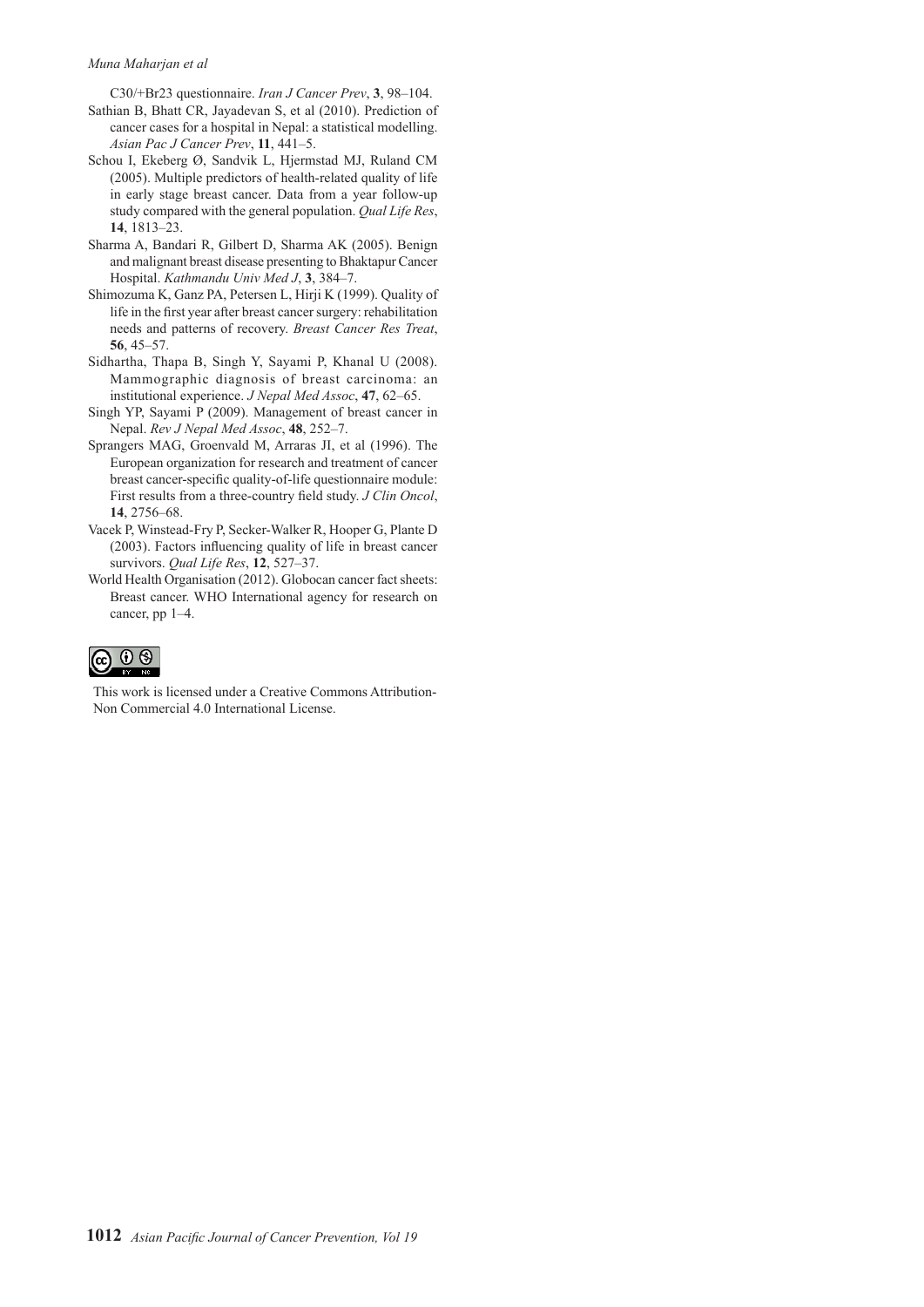C30/+Br23 questionnaire. *Iran J Cancer Prev*, **3**, 98–104.

Sathian B, Bhatt CR, Jayadevan S, et al (2010). Prediction of cancer cases for a hospital in Nepal: a statistical modelling. *Asian Pac J Cancer Prev*, **11**, 441–5.

Schou I, Ekeberg Ø, Sandvik L, Hjermstad MJ, Ruland CM (2005). Multiple predictors of health-related quality of life in early stage breast cancer. Data from a year follow-up study compared with the general population. *Qual Life Res*, **14**, 1813–23.

Sharma A, Bandari R, Gilbert D, Sharma AK (2005). Benign and malignant breast disease presenting to Bhaktapur Cancer Hospital. *Kathmandu Univ Med J*, **3**, 384–7.

Shimozuma K, Ganz PA, Petersen L, Hirji K (1999). Quality of life in the first year after breast cancer surgery: rehabilitation needs and patterns of recovery. *Breast Cancer Res Treat*, **56**, 45–57.

Sidhartha, Thapa B, Singh Y, Sayami P, Khanal U (2008). Mammographic diagnosis of breast carcinoma: an institutional experience. *J Nepal Med Assoc*, **47**, 62–65.

Singh YP, Sayami P (2009). Management of breast cancer in Nepal. *Rev J Nepal Med Assoc*, **48**, 252–7.

Sprangers MAG, Groenvald M, Arraras JI, et al (1996). The European organization for research and treatment of cancer breast cancer-specific quality-of-life questionnaire module: First results from a three-country field study. *J Clin Oncol*, **14**, 2756–68.

Vacek P, Winstead-Fry P, Secker-Walker R, Hooper G, Plante D (2003). Factors influencing quality of life in breast cancer survivors. *Qual Life Res*, **12**, 527–37.

World Health Organisation (2012). Globocan cancer fact sheets: Breast cancer. WHO International agency for research on cancer, pp 1–4.

This work is licensed under a Creative Commons Attribution-Non Commercial 4.0 International License.